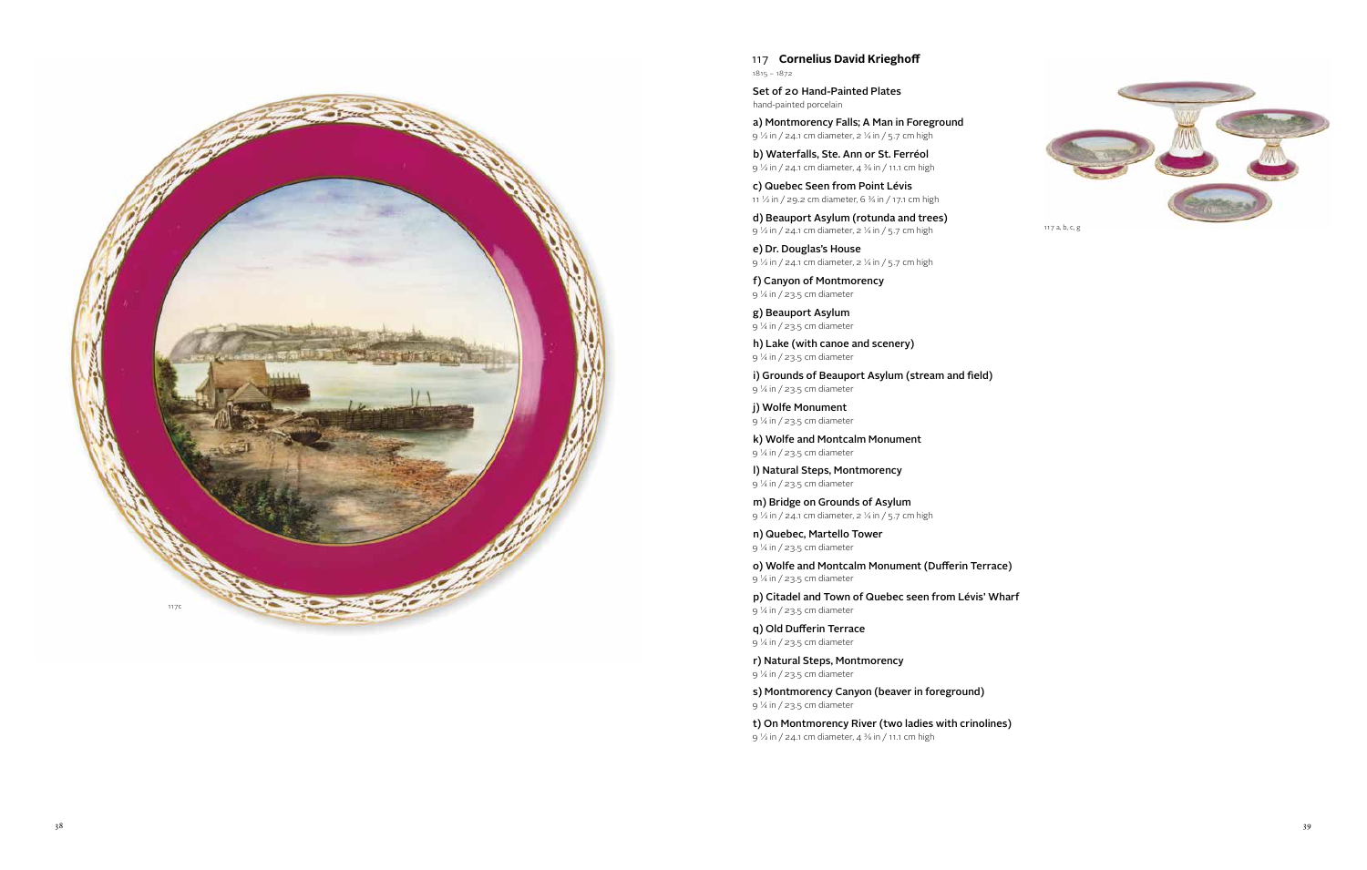117c

## 117 **Cornelius David Krieghoff**

1815 – 1872

**Set of 20 Hand-Painted Plates**

hand-painted porcelain

**a) Montmorency Falls; A Man in Foreground**
9 ½ in / 24.1 cm diameter, 2 ¼ in / 5.7 cm high

**b) Waterfalls, Ste. Ann or St. Ferréol**
9 ½ in / 24.1 cm diameter, 4 ⅜ in / 11.1 cm high

**c) Quebec Seen from Point Lévis**
11 ½ in / 29.2 cm diameter, 6 ¾ in / 17.1 cm high

**d) Beauport Asylum (rotunda and trees)**
9 ½ in / 24.1 cm diameter, 2 ¼ in / 5.7 cm high

**e) Dr. Douglas's House**
9 ½ in / 24.1 cm diameter, 2 ¼ in / 5.7 cm high

**f) Canyon of Montmorency**
9 ¼ in / 23.5 cm diameter

**g) Beauport Asylum**
9 ¼ in / 23.5 cm diameter

**h) Lake (with canoe and scenery)**
9 ¼ in / 23.5 cm diameter

**i) Grounds of Beauport Asylum (stream and field)**
9 ¼ in / 23.5 cm diameter

**j) Wolfe Monument**
9 ¼ in / 23.5 cm diameter

**k) Wolfe and Montcalm Monument**
9 ¼ in / 23.5 cm diameter

**l) Natural Steps, Montmorency**
9 ¼ in / 23.5 cm diameter

**m) Bridge on Grounds of Asylum**
9 ½ in / 24.1 cm diameter, 2 ¼ in / 5.7 cm high

**n) Quebec, Martello Tower**
9 ¼ in / 23.5 cm diameter

**o) Wolfe and Montcalm Monument (Dufferin Terrace)**
9 ¼ in / 23.5 cm diameter

**p) Citadel and Town of Quebec seen from Lévis' Wharf**
9 ¼ in / 23.5 cm diameter

**q) Old Dufferin Terrace**
9 ¼ in / 23.5 cm diameter

**r) Natural Steps, Montmorency**
9 ¼ in / 23.5 cm diameter

**s) Montmorency Canyon (beaver in foreground)**
9 ¼ in / 23.5 cm diameter

**t) On Montmorency River (two ladies with crinolines)**
9 ½ in / 24.1 cm diameter, 4 ⅜ in / 11.1 cm high

117 a, b, c, g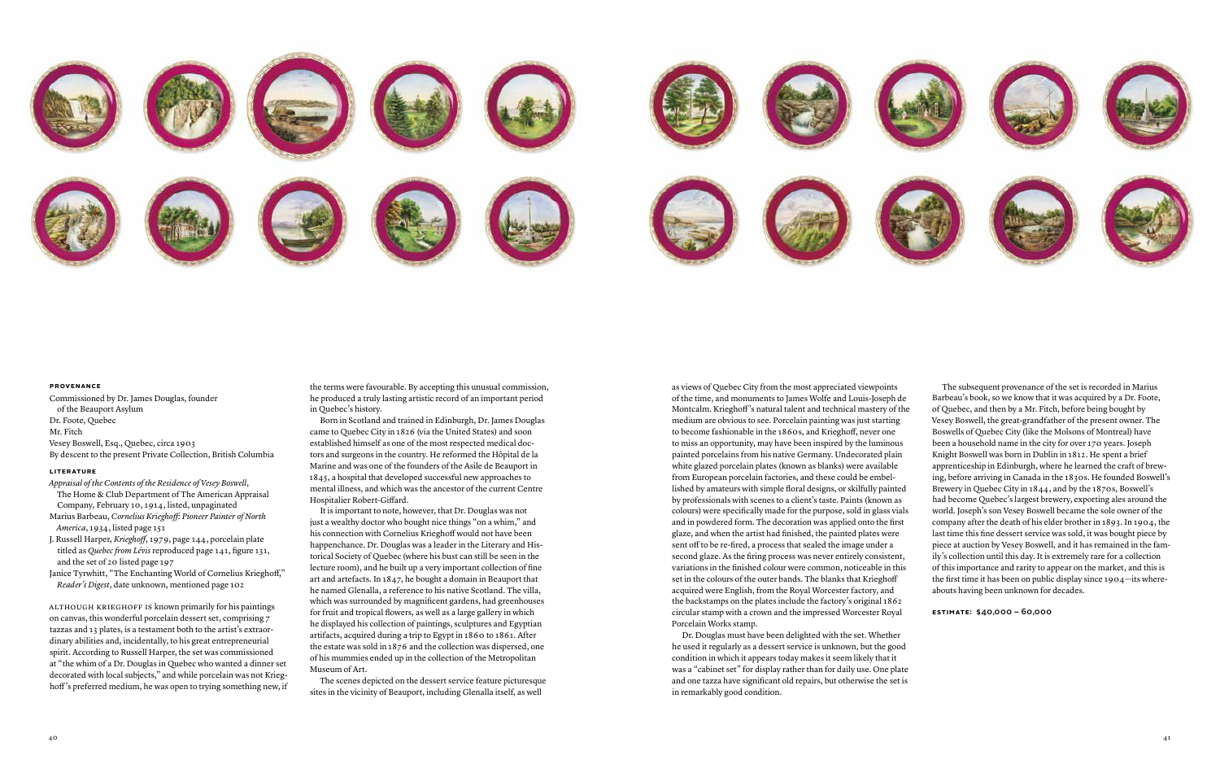## PROVENANCE

Commissioned by Dr. James Douglas, founder of the Beauport Asylum
Dr. Foote, Quebec
Mr. Fitch
Vesey Boswell, Esq., Quebec, circa 1903
By descent to the present Private Collection, British Columbia

## LITERATURE

*Appraisal of the Contents of the Residence of Vesey Boswell*, The Home & Club Department of The American Appraisal Company, February 10, 1914, listed, unpaginated

Marius Barbeau, *Cornelius Krieghoff: Pioneer Painter of North America*, 1934, listed page 151

J. Russell Harper, *Krieghoff*, 1979, page 144, porcelain plate titled as *Quebec from Lévis* reproduced page 141, figure 131, and the set of 20 listed page 197

Janice Tyrwhitt, "The Enchanting World of Cornelius Krieghoff," *Reader's Digest*, date unknown, mentioned page 102

ALTHOUGH KRIEGHOFF IS known primarily for his paintings on canvas, this wonderful porcelain dessert set, comprising 7 tazzas and 13 plates, is a testament both to the artist's extraordinary abilities and, incidentally, to his great entrepreneurial spirit. According to Russell Harper, the set was commissioned at "the whim of a Dr. Douglas in Quebec who wanted a dinner set decorated with local subjects," and while porcelain was not Krieghoff's preferred medium, he was open to trying something new, if the terms were favourable. By accepting this unusual commission, he produced a truly lasting artistic record of an important period in Quebec's history.

Born in Scotland and trained in Edinburgh, Dr. James Douglas came to Quebec City in 1826 (via the United States) and soon established himself as one of the most respected medical doctors and surgeons in the country. He reformed the Hôpital de la Marine and was one of the founders of the Asile de Beauport in 1845, a hospital that developed successful new approaches to mental illness, and which was the ancestor of the current Centre Hospitalier Robert-Giffard.

It is important to note, however, that Dr. Douglas was not just a wealthy doctor who bought nice things "on a whim," and his connection with Cornelius Krieghoff would not have been happenchance. Dr. Douglas was a leader in the Literary and Historical Society of Quebec (where his bust can still be seen in the lecture room), and he built up a very important collection of fine art and artefacts. In 1847, he bought a domain in Beauport that he named Glenalla, a reference to his native Scotland. The villa, which was surrounded by magnificent gardens, had greenhouses for fruit and tropical flowers, as well as a large gallery in which he displayed his collection of paintings, sculptures and Egyptian artifacts, acquired during a trip to Egypt in 1860 to 1861. After the estate was sold in 1876 and the collection was dispersed, one of his mummies ended up in the collection of the Metropolitan Museum of Art.

The scenes depicted on the dessert service feature picturesque sites in the vicinity of Beauport, including Glenalla itself, as well as views of Quebec City from the most appreciated viewpoints of the time, and monuments to James Wolfe and Louis-Joseph de Montcalm. Krieghoff's natural talent and technical mastery of the medium are obvious to see. Porcelain painting was just starting to become fashionable in the 1860s, and Krieghoff, never one to miss an opportunity, may have been inspired by the luminous painted porcelains from his native Germany. Undecorated plain white glazed porcelain plates (known as blanks) were available from European porcelain factories, and these could be embellished by amateurs with simple floral designs, or skilfully painted by professionals with scenes to a client's taste. Paints (known as colours) were specifically made for the purpose, sold in glass vials and in powdered form. The decoration was applied onto the first glaze, and when the artist had finished, the painted plates were sent off to be re-fired, a process that sealed the image under a second glaze. As the firing process was never entirely consistent, variations in the finished colour were common, noticeable in this set in the colours of the outer bands. The blanks that Krieghoff acquired were English, from the Royal Worcester factory, and the backstamps on the plates include the factory's original 1862 circular stamp with a crown and the impressed Worcester Royal Porcelain Works stamp.

Dr. Douglas must have been delighted with the set. Whether he used it regularly as a dessert service is unknown, but the good condition in which it appears today makes it seem likely that it was a "cabinet set" for display rather than for daily use. One plate and one tazza have significant old repairs, but otherwise the set is in remarkably good condition.

The subsequent provenance of the set is recorded in Marius Barbeau's book, so we know that it was acquired by a Dr. Foote, of Quebec, and then by a Mr. Fitch, before being bought by Vesey Boswell, the great-grandfather of the present owner. The Boswells of Quebec City (like the Molsons of Montreal) have been a household name in the city for over 170 years. Joseph Knight Boswell was born in Dublin in 1812. He spent a brief apprenticeship in Edinburgh, where he learned the craft of brewing, before arriving in Canada in the 1830s. He founded Boswell's Brewery in Quebec City in 1844, and by the 1870s, Boswell's had become Quebec's largest brewery, exporting ales around the world. Joseph's son Vesey Boswell became the sole owner of the company after the death of his elder brother in 1893. In 1904, the last time this fine dessert service was sold, it was bought piece by piece at auction by Vesey Boswell, and it has remained in the family's collection until this day. It is extremely rare for a collection of this importance and rarity to appear on the market, and this is the first time it has been on public display since 1904—its whereabouts having been unknown for decades.

**ESTIMATE: $40,000 – 60,000**